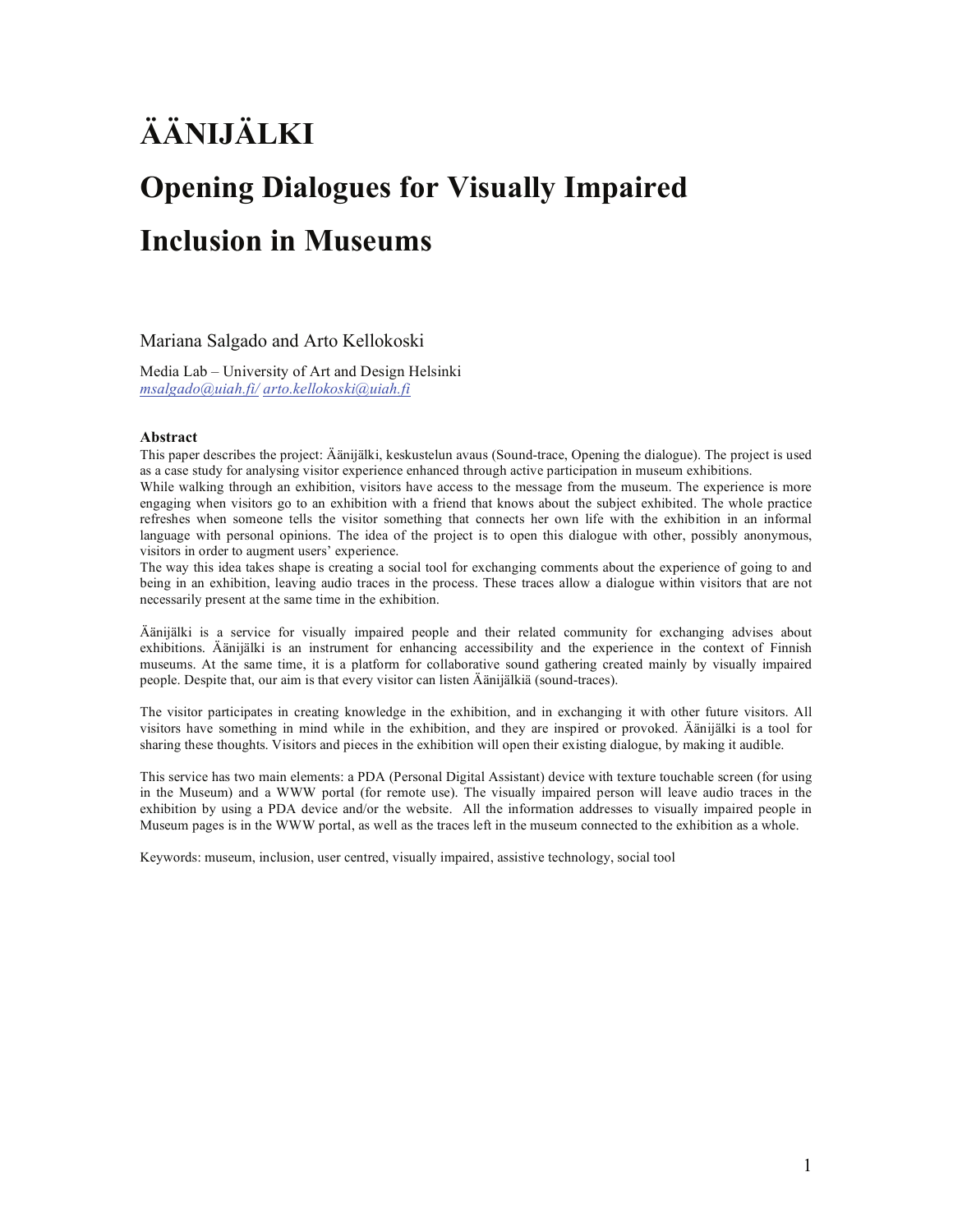# ÄÄNIJÄLKI

# Opening Dialogues for Visually Impaired Inclusion in Museums

Mariana Salgado and Arto Kellokoski

Media Lab – University of Art and Design Helsinki
msalgado@uiah.fi/ arto.kellokoski@uiah.fi

### Abstract

This paper describes the project: Äänijälki, keskustelun avaus (Sound-trace, Opening the dialogue). The project is used as a case study for analysing visitor experience enhanced through active participation in museum exhibitions.

While walking through an exhibition, visitors have access to the message from the museum. The experience is more engaging when visitors go to an exhibition with a friend that knows about the subject exhibited. The whole practice refreshes when someone tells the visitor something that connects her own life with the exhibition in an informal language with personal opinions. The idea of the project is to open this dialogue with other, possibly anonymous, visitors in order to augment users' experience.

The way this idea takes shape is creating a social tool for exchanging comments about the experience of going to and being in an exhibition, leaving audio traces in the process. These traces allow a dialogue within visitors that are not necessarily present at the same time in the exhibition.

Äänijälki is a service for visually impaired people and their related community for exchanging advises about exhibitions. Äänijälki is an instrument for enhancing accessibility and the experience in the context of Finnish museums. At the same time, it is a platform for collaborative sound gathering created mainly by visually impaired people. Despite that, our aim is that every visitor can listen Äänijälkiä (sound-traces).

The visitor participates in creating knowledge in the exhibition, and in exchanging it with other future visitors. All visitors have something in mind while in the exhibition, and they are inspired or provoked. Äänijälki is a tool for sharing these thoughts. Visitors and pieces in the exhibition will open their existing dialogue, by making it audible.

This service has two main elements: a PDA (Personal Digital Assistant) device with texture touchable screen (for using in the Museum) and a WWW portal (for remote use). The visually impaired person will leave audio traces in the exhibition by using a PDA device and/or the website. All the information addresses to visually impaired people in Museum pages is in the WWW portal, as well as the traces left in the museum connected to the exhibition as a whole.

Keywords: museum, inclusion, user centred, visually impaired, assistive technology, social tool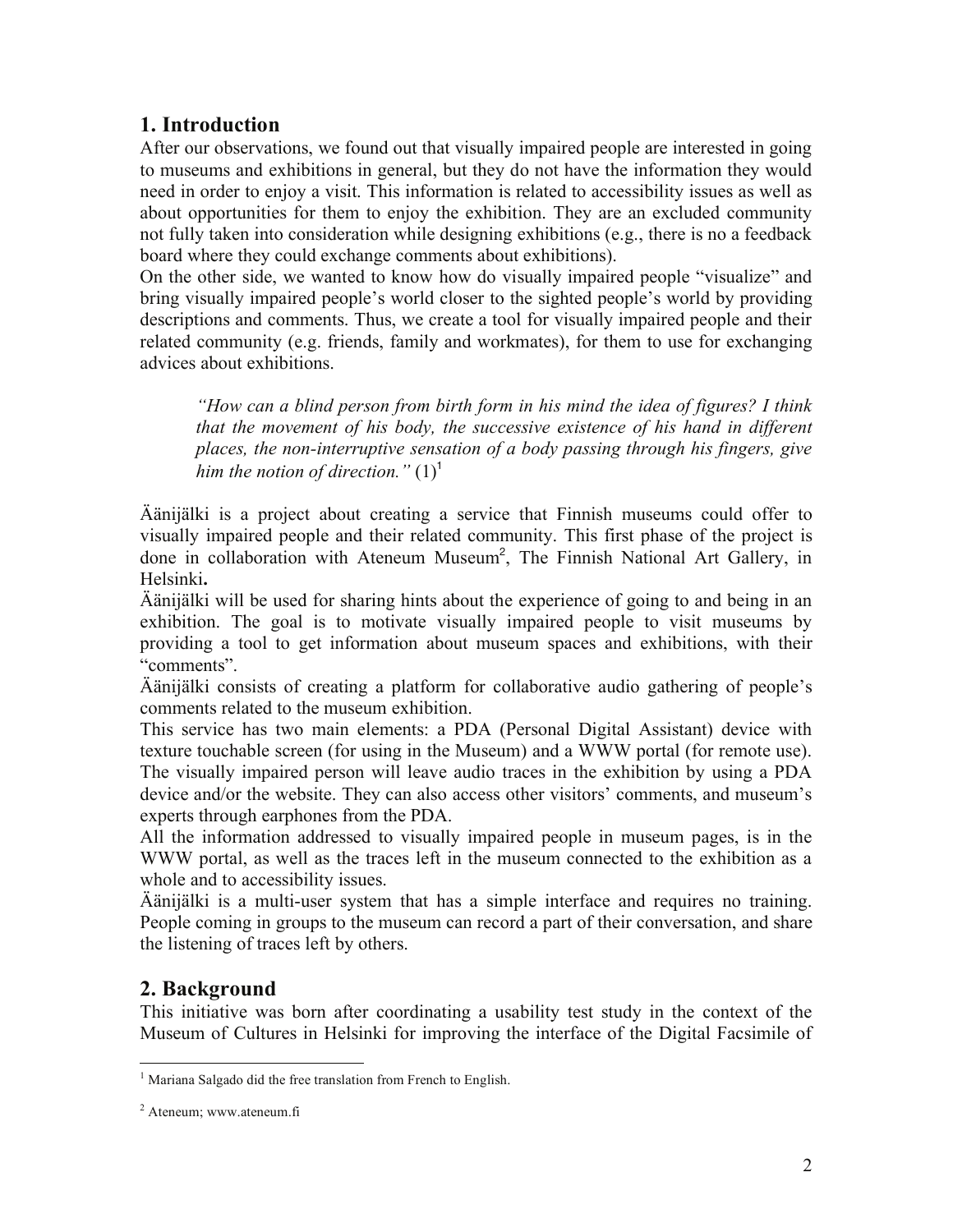## 1. Introduction

After our observations, we found out that visually impaired people are interested in going to museums and exhibitions in general, but they do not have the information they would need in order to enjoy a visit. This information is related to accessibility issues as well as about opportunities for them to enjoy the exhibition. They are an excluded community not fully taken into consideration while designing exhibitions (e.g., there is no a feedback board where they could exchange comments about exhibitions).

On the other side, we wanted to know how do visually impaired people "visualize" and bring visually impaired people's world closer to the sighted people's world by providing descriptions and comments. Thus, we create a tool for visually impaired people and their related community (e.g. friends, family and workmates), for them to use for exchanging advices about exhibitions.

> *"How can a blind person from birth form in his mind the idea of figures? I think that the movement of his body, the successive existence of his hand in different places, the non-interruptive sensation of a body passing through his fingers, give him the notion of direction."* (1)[1]

Äänijälki is a project about creating a service that Finnish museums could offer to visually impaired people and their related community. This first phase of the project is done in collaboration with Ateneum Museum[2], The Finnish National Art Gallery, in Helsinki**.**

Äänijälki will be used for sharing hints about the experience of going to and being in an exhibition. The goal is to motivate visually impaired people to visit museums by providing a tool to get information about museum spaces and exhibitions, with their "comments".

Äänijälki consists of creating a platform for collaborative audio gathering of people's comments related to the museum exhibition.

This service has two main elements: a PDA (Personal Digital Assistant) device with texture touchable screen (for using in the Museum) and a WWW portal (for remote use). The visually impaired person will leave audio traces in the exhibition by using a PDA device and/or the website. They can also access other visitors' comments, and museum's experts through earphones from the PDA.

All the information addressed to visually impaired people in museum pages, is in the WWW portal, as well as the traces left in the museum connected to the exhibition as a whole and to accessibility issues.

Äänijälki is a multi-user system that has a simple interface and requires no training. People coming in groups to the museum can record a part of their conversation, and share the listening of traces left by others.

## 2. Background

This initiative was born after coordinating a usability test study in the context of the Museum of Cultures in Helsinki for improving the interface of the Digital Facsimile of

---

[1] Mariana Salgado did the free translation from French to English.

[2] Ateneum; www.ateneum.fi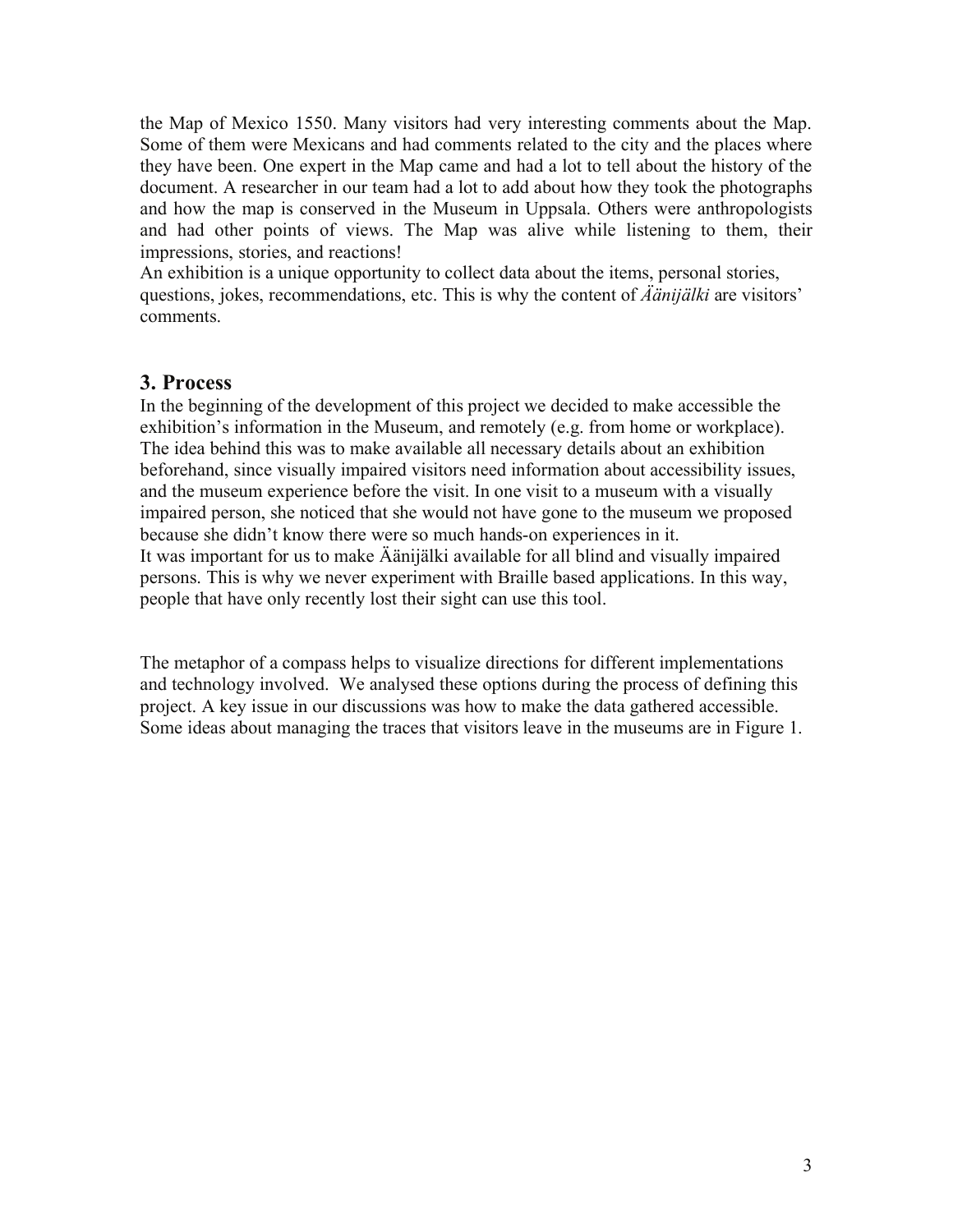the Map of Mexico 1550. Many visitors had very interesting comments about the Map. Some of them were Mexicans and had comments related to the city and the places where they have been. One expert in the Map came and had a lot to tell about the history of the document. A researcher in our team had a lot to add about how they took the photographs and how the map is conserved in the Museum in Uppsala. Others were anthropologists and had other points of views. The Map was alive while listening to them, their impressions, stories, and reactions!

An exhibition is a unique opportunity to collect data about the items, personal stories, questions, jokes, recommendations, etc. This is why the content of *Äänijälki* are visitors' comments.

## 3. Process

In the beginning of the development of this project we decided to make accessible the exhibition's information in the Museum, and remotely (e.g. from home or workplace). The idea behind this was to make available all necessary details about an exhibition beforehand, since visually impaired visitors need information about accessibility issues, and the museum experience before the visit. In one visit to a museum with a visually impaired person, she noticed that she would not have gone to the museum we proposed because she didn't know there were so much hands-on experiences in it.

It was important for us to make Äänijälki available for all blind and visually impaired persons. This is why we never experiment with Braille based applications. In this way, people that have only recently lost their sight can use this tool.

The metaphor of a compass helps to visualize directions for different implementations and technology involved. We analysed these options during the process of defining this project. A key issue in our discussions was how to make the data gathered accessible. Some ideas about managing the traces that visitors leave in the museums are in Figure 1.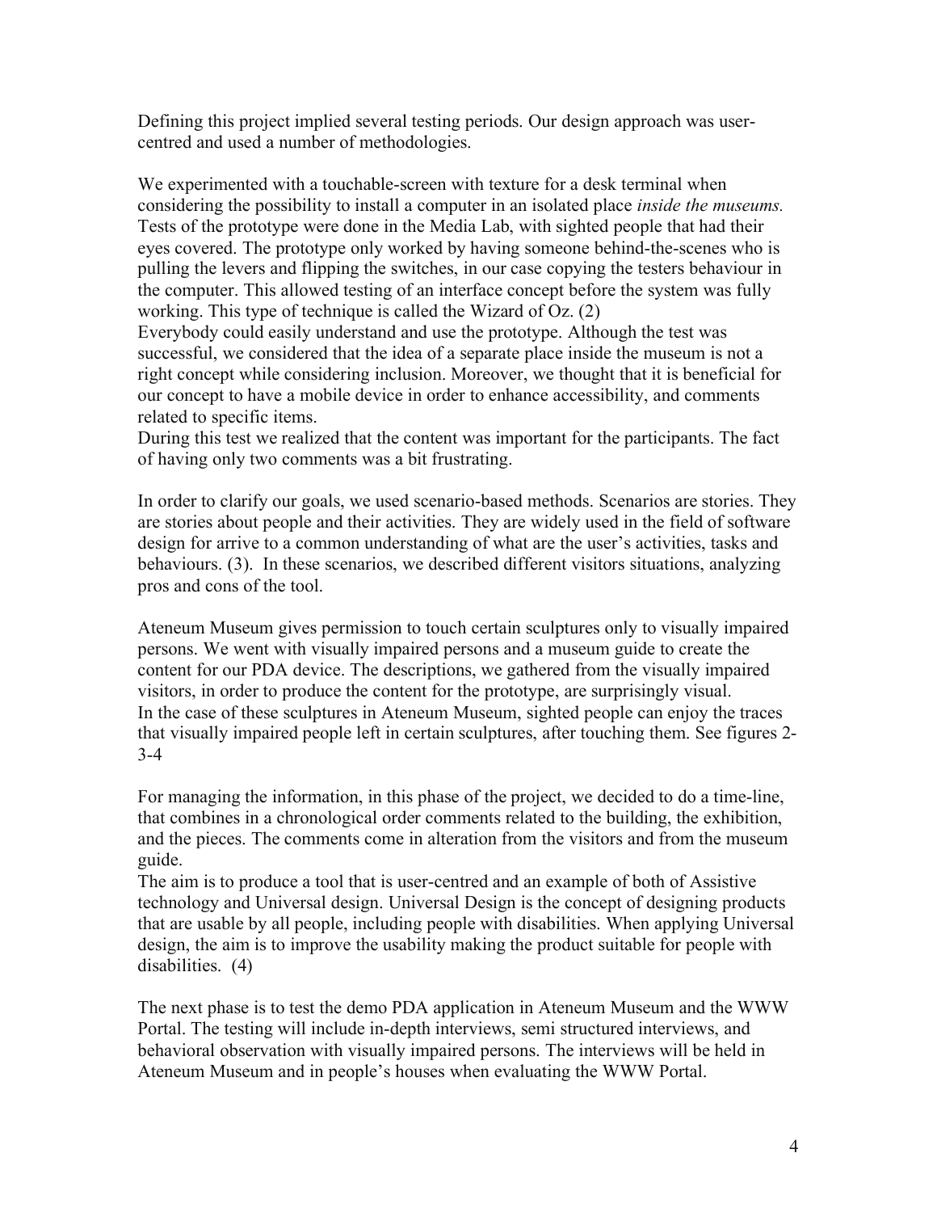Defining this project implied several testing periods. Our design approach was user-centred and used a number of methodologies.

We experimented with a touchable-screen with texture for a desk terminal when considering the possibility to install a computer in an isolated place *inside the museums.* Tests of the prototype were done in the Media Lab, with sighted people that had their eyes covered. The prototype only worked by having someone behind-the-scenes who is pulling the levers and flipping the switches, in our case copying the testers behaviour in the computer. This allowed testing of an interface concept before the system was fully working. This type of technique is called the Wizard of Oz. (2)
Everybody could easily understand and use the prototype. Although the test was successful, we considered that the idea of a separate place inside the museum is not a right concept while considering inclusion. Moreover, we thought that it is beneficial for our concept to have a mobile device in order to enhance accessibility, and comments related to specific items.
During this test we realized that the content was important for the participants. The fact of having only two comments was a bit frustrating.

In order to clarify our goals, we used scenario-based methods. Scenarios are stories. They are stories about people and their activities. They are widely used in the field of software design for arrive to a common understanding of what are the user's activities, tasks and behaviours. (3). In these scenarios, we described different visitors situations, analyzing pros and cons of the tool.

Ateneum Museum gives permission to touch certain sculptures only to visually impaired persons. We went with visually impaired persons and a museum guide to create the content for our PDA device. The descriptions, we gathered from the visually impaired visitors, in order to produce the content for the prototype, are surprisingly visual.
In the case of these sculptures in Ateneum Museum, sighted people can enjoy the traces that visually impaired people left in certain sculptures, after touching them. See figures 2-3-4

For managing the information, in this phase of the project, we decided to do a time-line, that combines in a chronological order comments related to the building, the exhibition, and the pieces. The comments come in alteration from the visitors and from the museum guide.
The aim is to produce a tool that is user-centred and an example of both of Assistive technology and Universal design. Universal Design is the concept of designing products that are usable by all people, including people with disabilities. When applying Universal design, the aim is to improve the usability making the product suitable for people with disabilities. (4)

The next phase is to test the demo PDA application in Ateneum Museum and the WWW Portal. The testing will include in-depth interviews, semi structured interviews, and behavioral observation with visually impaired persons. The interviews will be held in Ateneum Museum and in people's houses when evaluating the WWW Portal.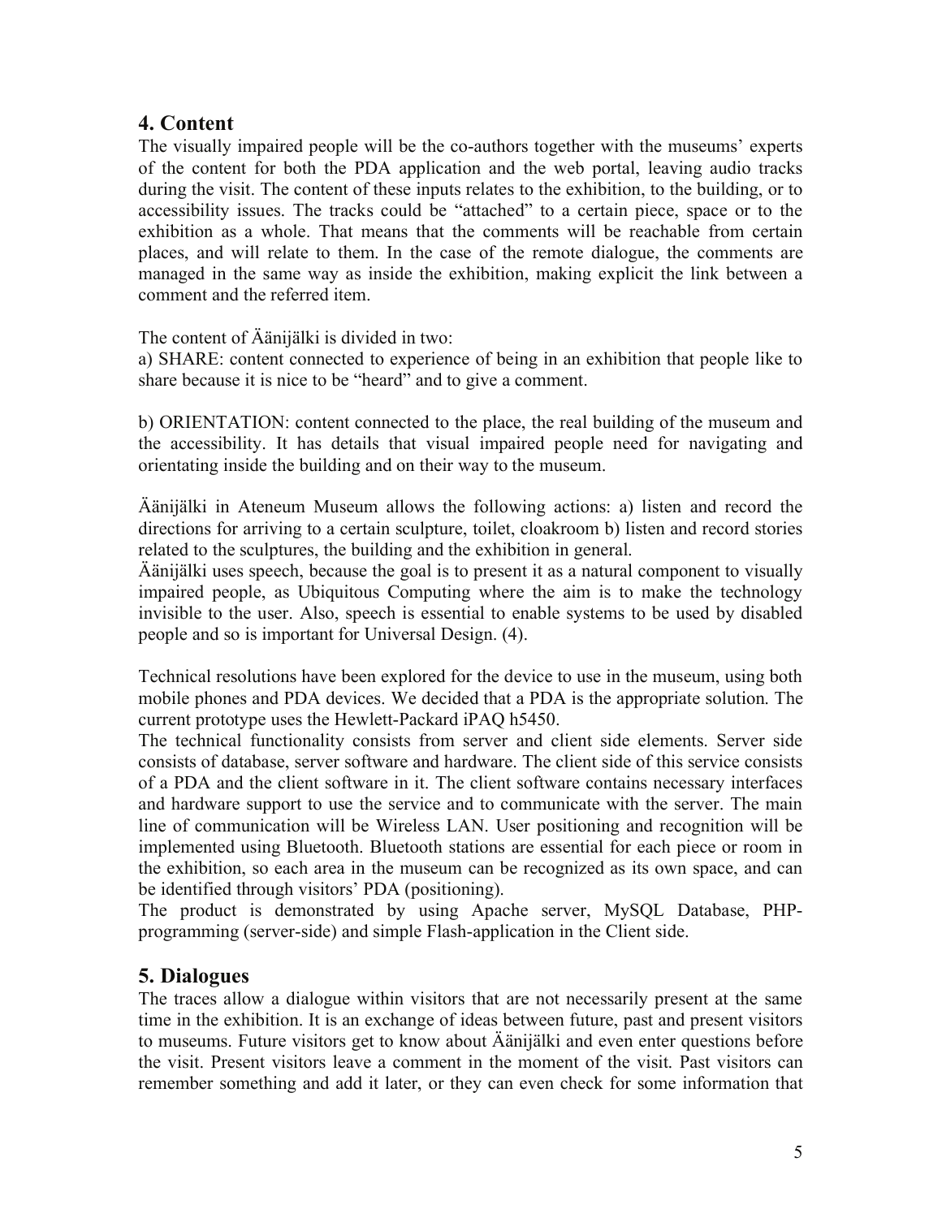## 4. Content

The visually impaired people will be the co-authors together with the museums' experts of the content for both the PDA application and the web portal, leaving audio tracks during the visit. The content of these inputs relates to the exhibition, to the building, or to accessibility issues. The tracks could be "attached" to a certain piece, space or to the exhibition as a whole. That means that the comments will be reachable from certain places, and will relate to them. In the case of the remote dialogue, the comments are managed in the same way as inside the exhibition, making explicit the link between a comment and the referred item.

The content of Äänijälki is divided in two:

a) SHARE: content connected to experience of being in an exhibition that people like to share because it is nice to be "heard" and to give a comment.

b) ORIENTATION: content connected to the place, the real building of the museum and the accessibility. It has details that visual impaired people need for navigating and orientating inside the building and on their way to the museum.

Äänijälki in Ateneum Museum allows the following actions: a) listen and record the directions for arriving to a certain sculpture, toilet, cloakroom b) listen and record stories related to the sculptures, the building and the exhibition in general.

Äänijälki uses speech, because the goal is to present it as a natural component to visually impaired people, as Ubiquitous Computing where the aim is to make the technology invisible to the user. Also, speech is essential to enable systems to be used by disabled people and so is important for Universal Design. (4).

Technical resolutions have been explored for the device to use in the museum, using both mobile phones and PDA devices. We decided that a PDA is the appropriate solution. The current prototype uses the Hewlett-Packard iPAQ h5450.

The technical functionality consists from server and client side elements. Server side consists of database, server software and hardware. The client side of this service consists of a PDA and the client software in it. The client software contains necessary interfaces and hardware support to use the service and to communicate with the server. The main line of communication will be Wireless LAN. User positioning and recognition will be implemented using Bluetooth. Bluetooth stations are essential for each piece or room in the exhibition, so each area in the museum can be recognized as its own space, and can be identified through visitors' PDA (positioning).

The product is demonstrated by using Apache server, MySQL Database, PHP-programming (server-side) and simple Flash-application in the Client side.

## 5. Dialogues

The traces allow a dialogue within visitors that are not necessarily present at the same time in the exhibition. It is an exchange of ideas between future, past and present visitors to museums. Future visitors get to know about Äänijälki and even enter questions before the visit. Present visitors leave a comment in the moment of the visit. Past visitors can remember something and add it later, or they can even check for some information that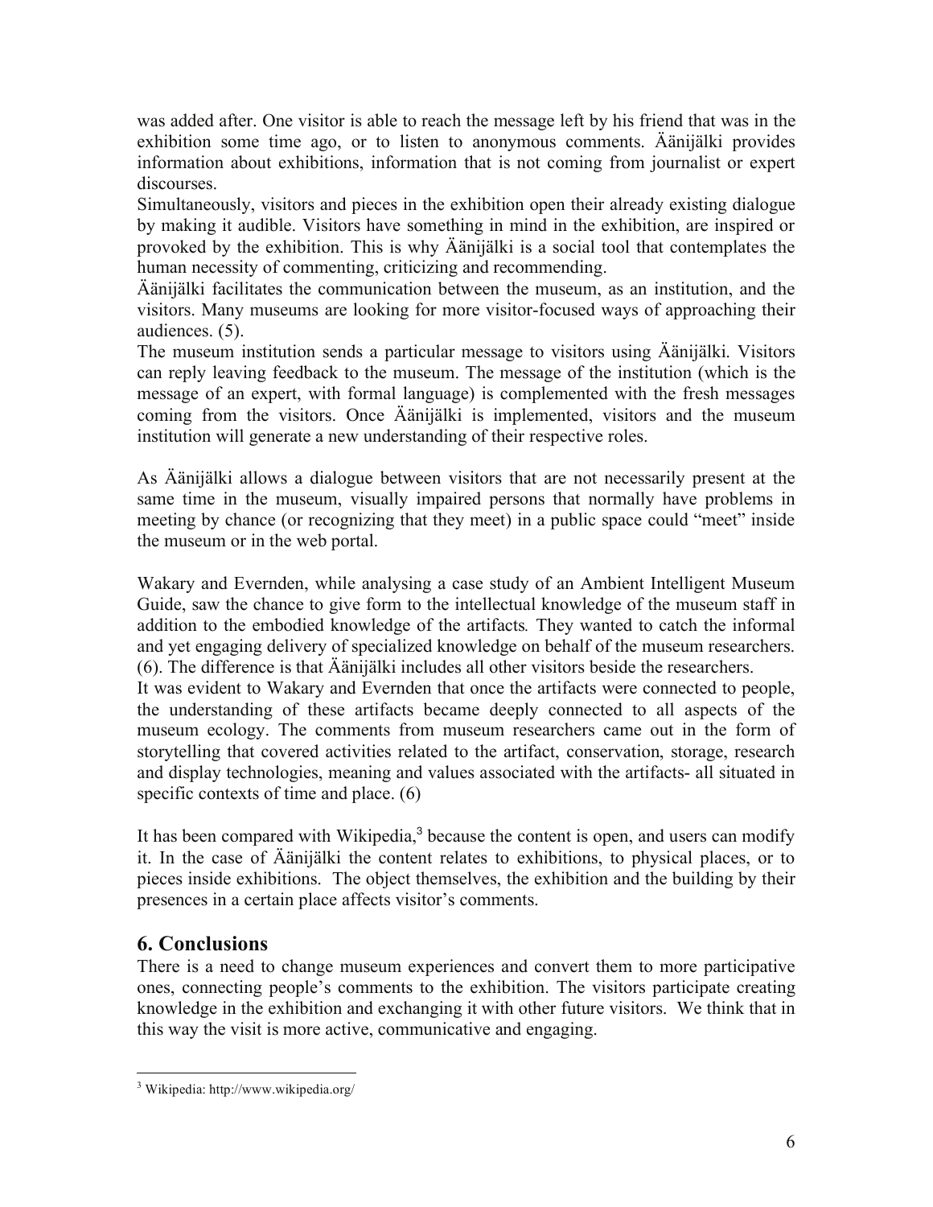was added after. One visitor is able to reach the message left by his friend that was in the exhibition some time ago, or to listen to anonymous comments. Äänijälki provides information about exhibitions, information that is not coming from journalist or expert discourses.

Simultaneously, visitors and pieces in the exhibition open their already existing dialogue by making it audible. Visitors have something in mind in the exhibition, are inspired or provoked by the exhibition. This is why Äänijälki is a social tool that contemplates the human necessity of commenting, criticizing and recommending.

Äänijälki facilitates the communication between the museum, as an institution, and the visitors. Many museums are looking for more visitor-focused ways of approaching their audiences. (5).

The museum institution sends a particular message to visitors using Äänijälki. Visitors can reply leaving feedback to the museum. The message of the institution (which is the message of an expert, with formal language) is complemented with the fresh messages coming from the visitors. Once Äänijälki is implemented, visitors and the museum institution will generate a new understanding of their respective roles.

As Äänijälki allows a dialogue between visitors that are not necessarily present at the same time in the museum, visually impaired persons that normally have problems in meeting by chance (or recognizing that they meet) in a public space could "meet" inside the museum or in the web portal.

Wakary and Evernden, while analysing a case study of an Ambient Intelligent Museum Guide, saw the chance to give form to the intellectual knowledge of the museum staff in addition to the embodied knowledge of the artifacts*.* They wanted to catch the informal and yet engaging delivery of specialized knowledge on behalf of the museum researchers. (6). The difference is that Äänijälki includes all other visitors beside the researchers.

It was evident to Wakary and Evernden that once the artifacts were connected to people, the understanding of these artifacts became deeply connected to all aspects of the museum ecology. The comments from museum researchers came out in the form of storytelling that covered activities related to the artifact, conservation, storage, research and display technologies, meaning and values associated with the artifacts- all situated in specific contexts of time and place. (6)

It has been compared with Wikipedia,[3] because the content is open, and users can modify it. In the case of Äänijälki the content relates to exhibitions, to physical places, or to pieces inside exhibitions. The object themselves, the exhibition and the building by their presences in a certain place affects visitor's comments.

## 6. Conclusions

There is a need to change museum experiences and convert them to more participative ones, connecting people's comments to the exhibition. The visitors participate creating knowledge in the exhibition and exchanging it with other future visitors. We think that in this way the visit is more active, communicative and engaging.

[3] Wikipedia: http://www.wikipedia.org/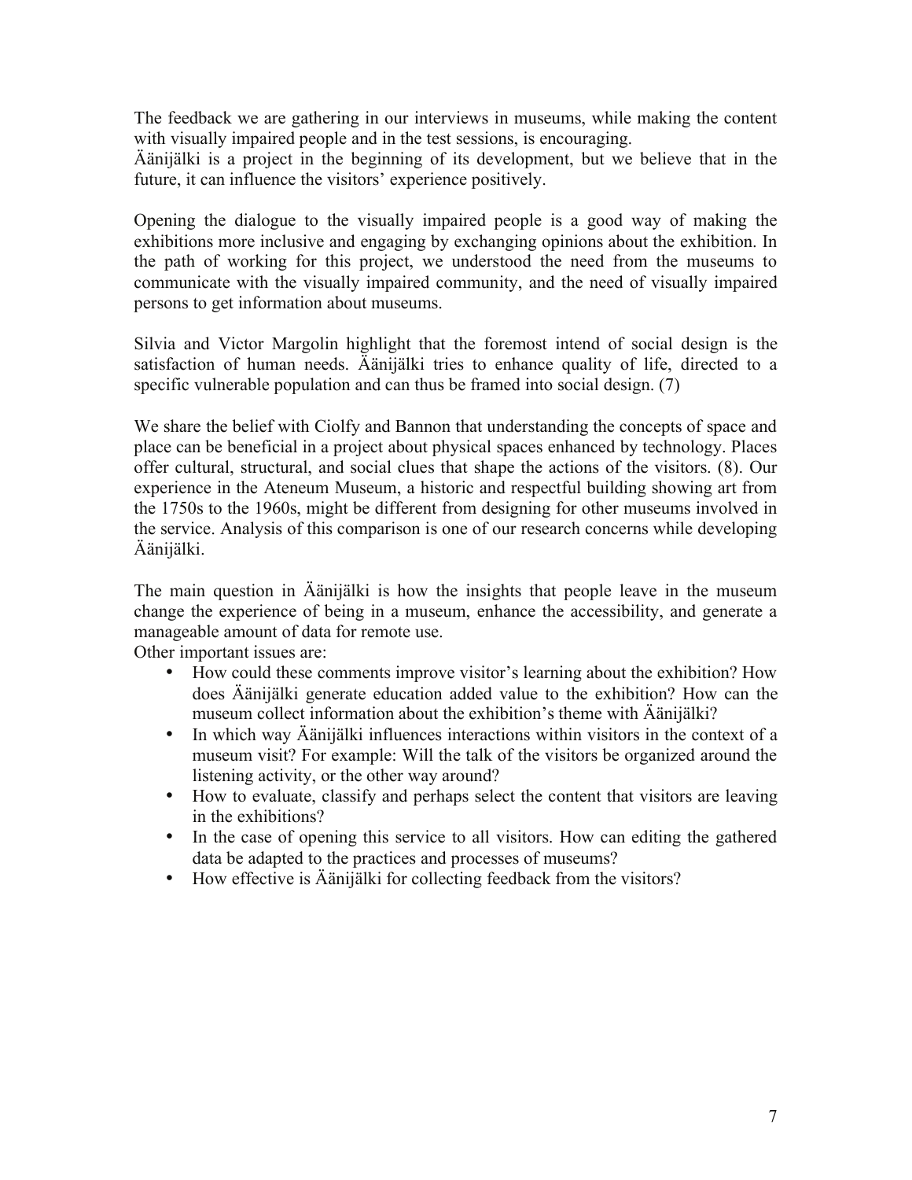The feedback we are gathering in our interviews in museums, while making the content with visually impaired people and in the test sessions, is encouraging.
Äänijälki is a project in the beginning of its development, but we believe that in the future, it can influence the visitors' experience positively.

Opening the dialogue to the visually impaired people is a good way of making the exhibitions more inclusive and engaging by exchanging opinions about the exhibition. In the path of working for this project, we understood the need from the museums to communicate with the visually impaired community, and the need of visually impaired persons to get information about museums.

Silvia and Victor Margolin highlight that the foremost intend of social design is the satisfaction of human needs. Äänijälki tries to enhance quality of life, directed to a specific vulnerable population and can thus be framed into social design. (7)

We share the belief with Ciolfy and Bannon that understanding the concepts of space and place can be beneficial in a project about physical spaces enhanced by technology. Places offer cultural, structural, and social clues that shape the actions of the visitors. (8). Our experience in the Ateneum Museum, a historic and respectful building showing art from the 1750s to the 1960s, might be different from designing for other museums involved in the service. Analysis of this comparison is one of our research concerns while developing Äänijälki.

The main question in Äänijälki is how the insights that people leave in the museum change the experience of being in a museum, enhance the accessibility, and generate a manageable amount of data for remote use.
Other important issues are:

- How could these comments improve visitor's learning about the exhibition? How does Äänijälki generate education added value to the exhibition? How can the museum collect information about the exhibition's theme with Äänijälki?
- In which way Äänijälki influences interactions within visitors in the context of a museum visit? For example: Will the talk of the visitors be organized around the listening activity, or the other way around?
- How to evaluate, classify and perhaps select the content that visitors are leaving in the exhibitions?
- In the case of opening this service to all visitors. How can editing the gathered data be adapted to the practices and processes of museums?
- How effective is Äänijälki for collecting feedback from the visitors?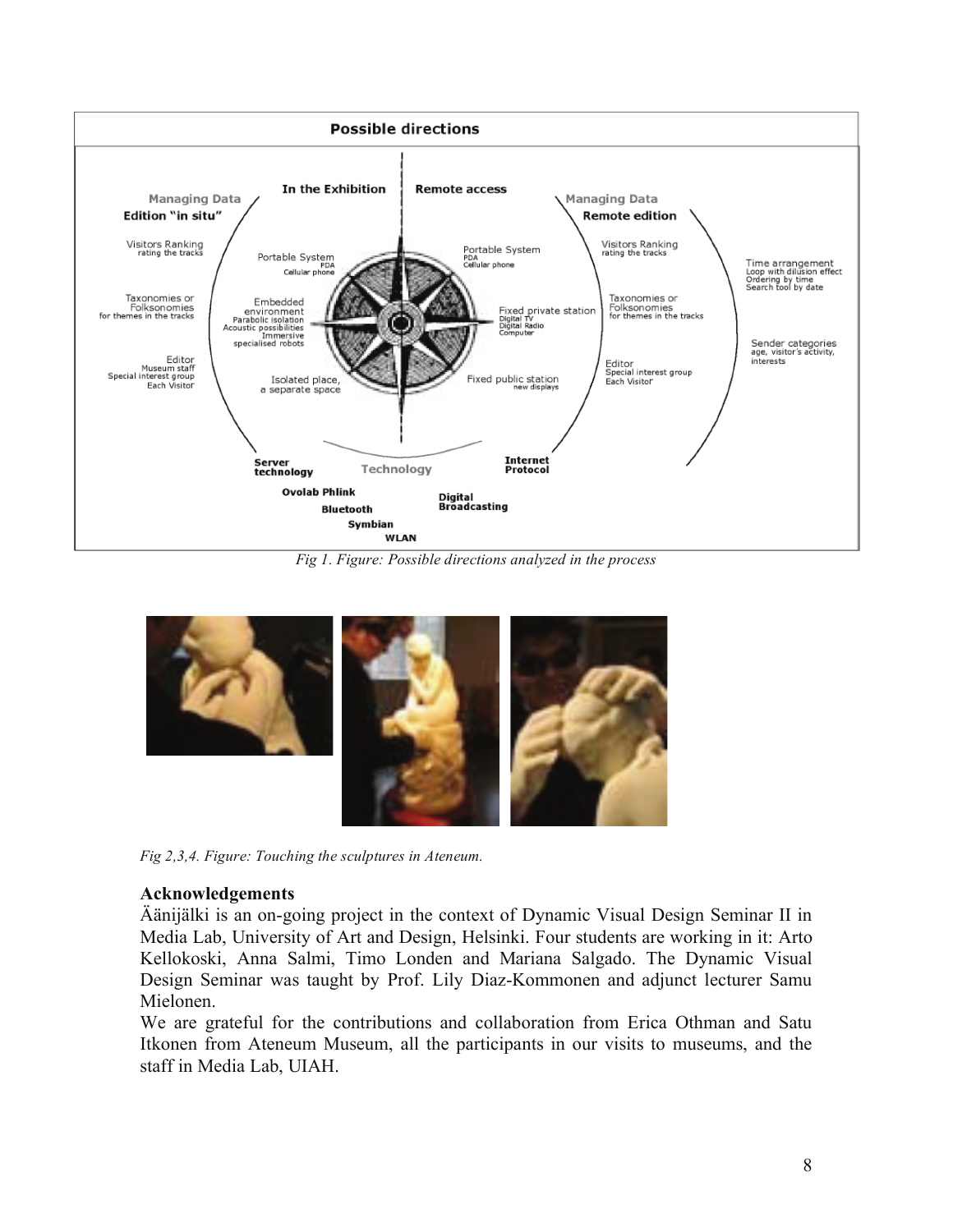*Fig 1. Figure: Possible directions analyzed in the process*

*Fig 2,3,4. Figure: Touching the sculptures in Ateneum.*

**Acknowledgements**

Äänijälki is an on-going project in the context of Dynamic Visual Design Seminar II in Media Lab, University of Art and Design, Helsinki. Four students are working in it: Arto Kellokoski, Anna Salmi, Timo Londen and Mariana Salgado. The Dynamic Visual Design Seminar was taught by Prof. Lily Diaz-Kommonen and adjunct lecturer Samu Mielonen.

We are grateful for the contributions and collaboration from Erica Othman and Satu Itkonen from Ateneum Museum, all the participants in our visits to museums, and the staff in Media Lab, UIAH.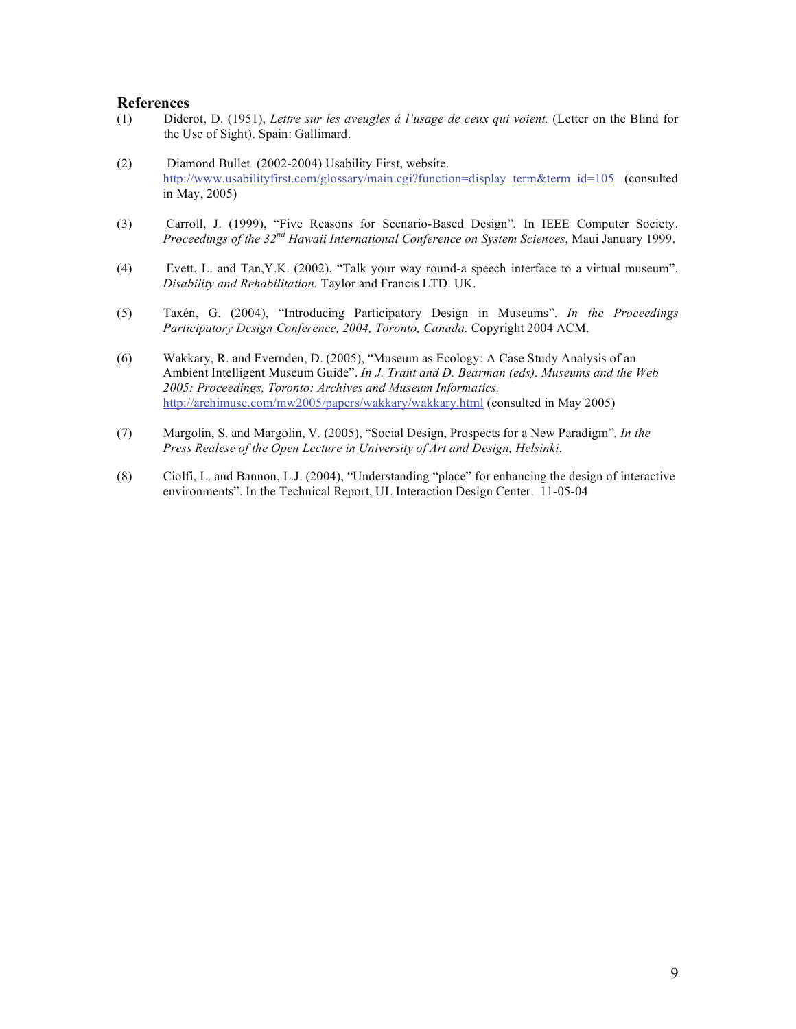## References

(1) Diderot, D. (1951), *Lettre sur les aveugles á l'usage de ceux qui voient.* (Letter on the Blind for the Use of Sight). Spain: Gallimard.

(2) Diamond Bullet (2002-2004) Usability First, website. http://www.usabilityfirst.com/glossary/main.cgi?function=display_term&term_id=105 (consulted in May, 2005)

(3) Carroll, J. (1999), "Five Reasons for Scenario-Based Design". In IEEE Computer Society. *Proceedings of the 32nd Hawaii International Conference on System Sciences*, Maui January 1999.

(4) Evett, L. and Tan,Y.K. (2002), "Talk your way round-a speech interface to a virtual museum". *Disability and Rehabilitation.* Taylor and Francis LTD. UK.

(5) Taxén, G. (2004), "Introducing Participatory Design in Museums". *In the Proceedings Participatory Design Conference, 2004, Toronto, Canada.* Copyright 2004 ACM.

(6) Wakkary, R. and Evernden, D. (2005), "Museum as Ecology: A Case Study Analysis of an Ambient Intelligent Museum Guide". *In J. Trant and D. Bearman (eds). Museums and the Web 2005: Proceedings, Toronto: Archives and Museum Informatics.* http://archimuse.com/mw2005/papers/wakkary/wakkary.html (consulted in May 2005)

(7) Margolin, S. and Margolin, V. (2005), "Social Design, Prospects for a New Paradigm". *In the Press Realese of the Open Lecture in University of Art and Design, Helsinki.*

(8) Ciolfi, L. and Bannon, L.J. (2004), "Understanding "place" for enhancing the design of interactive environments". In the Technical Report, UL Interaction Design Center. 11-05-04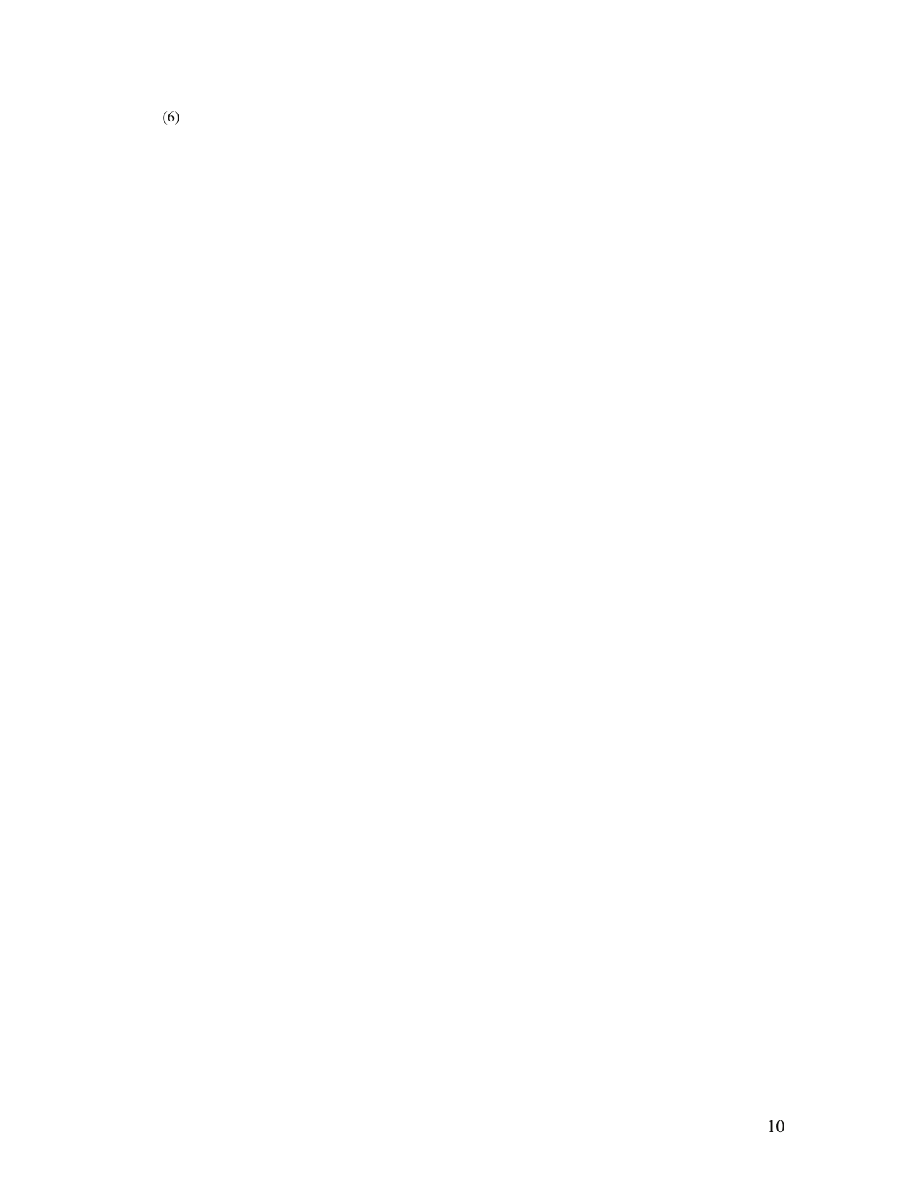(6)